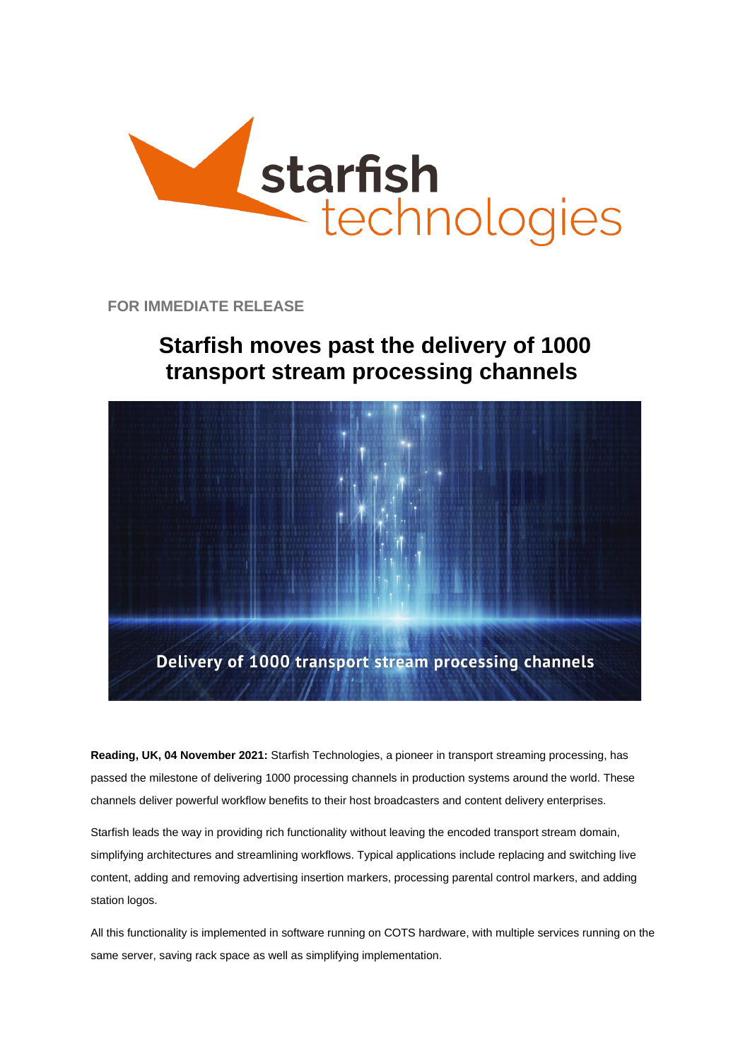FOR IMMEDIATE RELEASE

# Starfish moves past the delivery of 1000 transport stream processing channels

**Reading, UK, 04 November 2021:** Starfish Technologies, a pioneer in transport streaming processing, has passed the milestone of delivering 1000 processing channels in production systems around the world. These channels deliver powerful workflow benefits to their host broadcasters and content delivery enterprises.

Starfish leads the way in providing rich functionality without leaving the encoded transport stream domain, simplifying architectures and streamlining workflows. Typical applications include replacing and switching live content, adding and removing advertising insertion markers, processing parental control markers, and adding station logos.

All this functionality is implemented in software running on COTS hardware, with multiple services running on the same server, saving rack space as well as simplifying implementation.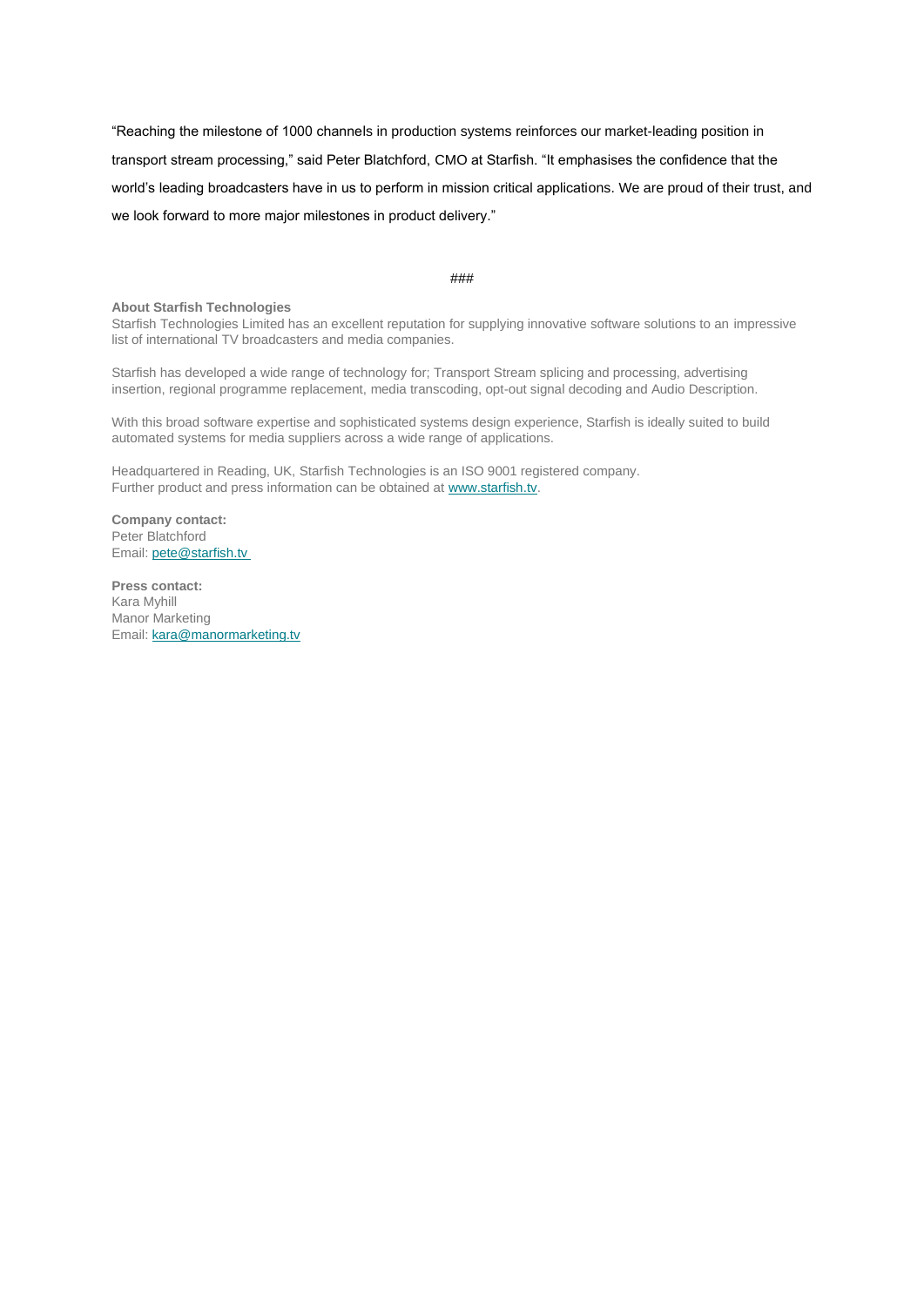"Reaching the milestone of 1000 channels in production systems reinforces our market-leading position in transport stream processing," said Peter Blatchford, CMO at Starfish. "It emphasises the confidence that the world's leading broadcasters have in us to perform in mission critical applications. We are proud of their trust, and we look forward to more major milestones in product delivery."

###

**About Starfish Technologies**
Starfish Technologies Limited has an excellent reputation for supplying innovative software solutions to an impressive list of international TV broadcasters and media companies.

Starfish has developed a wide range of technology for; Transport Stream splicing and processing, advertising insertion, regional programme replacement, media transcoding, opt-out signal decoding and Audio Description.

With this broad software expertise and sophisticated systems design experience, Starfish is ideally suited to build automated systems for media suppliers across a wide range of applications.

Headquartered in Reading, UK, Starfish Technologies is an ISO 9001 registered company.
Further product and press information can be obtained at [www.starfish.tv](http://www.starfish.tv).

**Company contact:**
Peter Blatchford
Email: [pete@starfish.tv](mailto:pete@starfish.tv)

**Press contact:**
Kara Myhill
Manor Marketing
Email: [kara@manormarketing.tv](mailto:kara@manormarketing.tv)